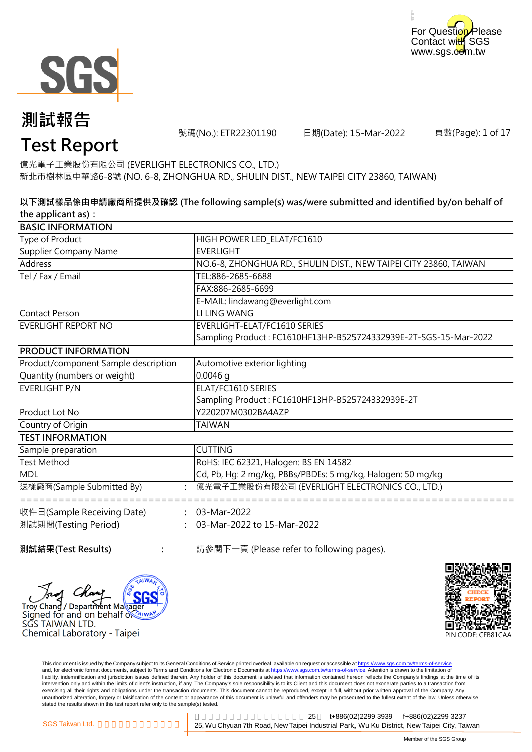For Question Please Contact with SGS www.sgs.com.tw

# 測試報告
# Test Report

號碼(No.): ETR22301190　　日期(Date): 15-Mar-2022　　頁數(Page): 1 of 17

億光電子工業股份有限公司 (EVERLIGHT ELECTRONICS CO., LTD.)
新北市樹林區中華路6-8號 (NO. 6-8, ZHONGHUA RD., SHULIN DIST., NEW TAIPEI CITY 23860, TAIWAN)

**以下測試樣品係由申請廠商所提供及確認 (The following sample(s) was/were submitted and identified by/on behalf of the applicant as)：**

| BASIC INFORMATION | |
|---|---|
| Type of Product | HIGH POWER LED_ELAT/FC1610 |
| Supplier Company Name | EVERLIGHT |
| Address | NO.6-8, ZHONGHUA RD., SHULIN DIST., NEW TAIPEI CITY 23860, TAIWAN |
| Tel / Fax / Email | TEL:886-2685-6688 |
| | FAX:886-2685-6699 |
| | E-MAIL: lindawang@everlight.com |
| Contact Person | LI LING WANG |
| EVERLIGHT REPORT NO | EVERLIGHT-ELAT/FC1610 SERIES<br>Sampling Product : FC1610HF13HP-B525724332939E-2T-SGS-15-Mar-2022 |
| **PRODUCT INFORMATION** | |
| Product/component Sample description | Automotive exterior lighting |
| Quantity (numbers or weight) | 0.0046 g |
| EVERLIGHT P/N | ELAT/FC1610 SERIES<br>Sampling Product : FC1610HF13HP-B525724332939E-2T |
| Product Lot No | Y220207M0302BA4AZP |
| Country of Origin | TAIWAN |
| **TEST INFORMATION** | |
| Sample preparation | CUTTING |
| Test Method | RoHS: IEC 62321, Halogen: BS EN 14582 |
| MDL | Cd, Pb, Hg: 2 mg/kg, PBBs/PBDEs: 5 mg/kg, Halogen: 50 mg/kg |

送樣廠商(Sample Submitted By)　:　億光電子工業股份有限公司 (EVERLIGHT ELECTRONICS CO., LTD.)

==========================================================================

收件日(Sample Receiving Date)　:　03-Mar-2022
測試期間(Testing Period)　:　03-Mar-2022 to 15-Mar-2022

**測試結果(Test Results)**　:　請參閱下一頁 (Please refer to following pages).

Troy Chang / Department Manager
Signed for and on behalf of
SGS TAIWAN LTD.
Chemical Laboratory - Taipei

CHECK REPORT
PIN CODE: CFB81CAA

This document is issued by the Company subject to its General Conditions of Service printed overleaf, available on request or accessible at https://www.sgs.com.tw/terms-of-service and, for electronic format documents, subject to Terms and Conditions for Electronic Documents at https://www.sgs.com.tw/terms-of-service. Attention is drawn to the limitation of liability, indemnification and jurisdiction issues defined therein. Any holder of this document is advised that information contained hereon reflects the Company's findings at the time of its intervention only and within the limits of client's instruction, if any. The Company's sole responsibility is to its Client and this document does not exonerate parties to a transaction from exercising all their rights and obligations under the transaction documents. This document cannot be reproduced, except in full, without prior written approval of the Company. Any unauthorized alteration, forgery or falsification of the content or appearance of this document is unlawful and offenders may be prosecuted to the fullest extent of the law. Unless otherwise stated the results shown in this test report refer only to the sample(s) tested.

SGS Taiwan Ltd.　25　t+886(02)2299 3939　f+886(02)2299 3237
25, Wu Chyuan 7th Road, New Taipei Industrial Park, Wu Ku District, New Taipei City, Taiwan

Member of the SGS Group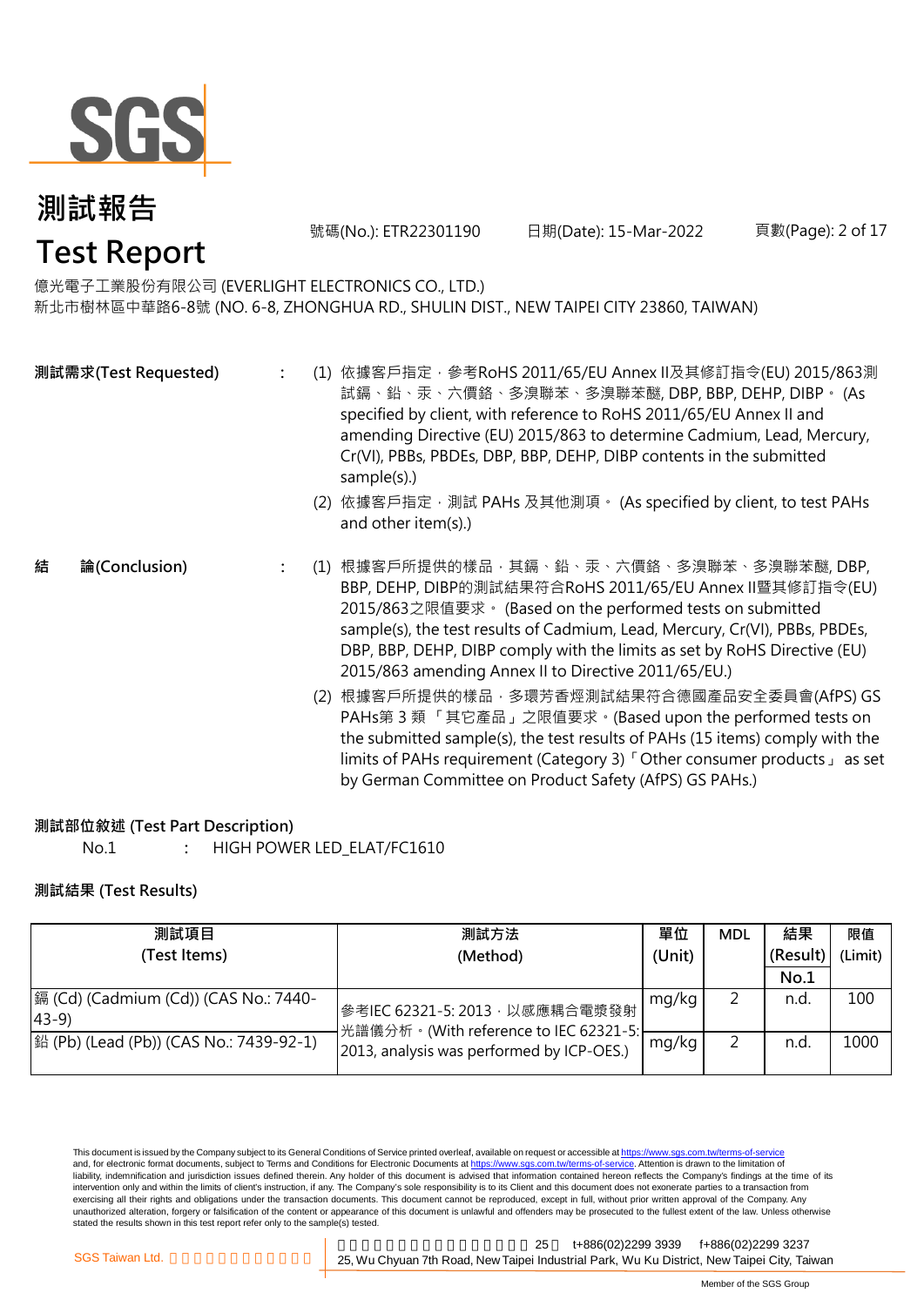# 測試報告
# Test Report

號碼(No.): ETR22301190　　日期(Date): 15-Mar-2022

億光電子工業股份有限公司 (EVERLIGHT ELECTRONICS CO., LTD.)
新北市樹林區中華路6-8號 (NO. 6-8, ZHONGHUA RD., SHULIN DIST., NEW TAIPEI CITY 23860, TAIWAN)

**測試需求(Test Requested)** :

(1) 依據客戶指定，參考RoHS 2011/65/EU Annex II及其修訂指令(EU) 2015/863測試鎘、鉛、汞、六價鉻、多溴聯苯、多溴聯苯醚, DBP, BBP, DEHP, DIBP。 (As specified by client, with reference to RoHS 2011/65/EU Annex II and amending Directive (EU) 2015/863 to determine Cadmium, Lead, Mercury, Cr(VI), PBBs, PBDEs, DBP, BBP, DEHP, DIBP contents in the submitted sample(s).)

(2) 依據客戶指定，測試 PAHs 及其他測項。 (As specified by client, to test PAHs and other item(s).)

**結　論(Conclusion)** :

(1) 根據客戶所提供的樣品，其鎘、鉛、汞、六價鉻、多溴聯苯、多溴聯苯醚, DBP, BBP, DEHP, DIBP的測試結果符合RoHS 2011/65/EU Annex II暨其修訂指令(EU) 2015/863之限值要求。 (Based on the performed tests on submitted sample(s), the test results of Cadmium, Lead, Mercury, Cr(VI), PBBs, PBDEs, DBP, BBP, DEHP, DIBP comply with the limits as set by RoHS Directive (EU) 2015/863 amending Annex II to Directive 2011/65/EU.)

(2) 根據客戶所提供的樣品，多環芳香烴測試結果符合德國產品安全委員會(AfPS) GS PAHs第 3 類 「其它產品」之限值要求。(Based upon the performed tests on the submitted sample(s), the test results of PAHs (15 items) comply with the limits of PAHs requirement (Category 3)「Other consumer products」 as set by German Committee on Product Safety (AfPS) GS PAHs.)

**測試部位敘述 (Test Part Description)**

No.1 : HIGH POWER LED_ELAT/FC1610

**測試結果 (Test Results)**

| 測試項目 (Test Items) | 測試方法 (Method) | 單位 (Unit) | MDL | 結果 (Result) No.1 | 限值 (Limit) |
|---|---|---|---|---|---|
| 鎘 (Cd) (Cadmium (Cd)) (CAS No.: 7440-43-9) | 參考IEC 62321-5: 2013，以感應耦合電漿發射光譜儀分析。(With reference to IEC 62321-5: 2013, analysis was performed by ICP-OES.) | mg/kg | 2 | n.d. | 100 |
| 鉛 (Pb) (Lead (Pb)) (CAS No.: 7439-92-1) | | mg/kg | 2 | n.d. | 1000 |

This document is issued by the Company subject to its General Conditions of Service printed overleaf, available on request or accessible at https://www.sgs.com.tw/terms-of-service and, for electronic format documents, subject to Terms and Conditions for Electronic Documents at https://www.sgs.com.tw/terms-of-service. Attention is drawn to the limitation of liability, indemnification and jurisdiction issues defined therein. Any holder of this document is advised that information contained hereon reflects the Company's findings at the time of its intervention only and within the limits of client's instruction, if any. The Company's sole responsibility is to its Client and this document does not exonerate parties to a transaction from exercising all their rights and obligations under the transaction documents. This document cannot be reproduced, except in full, without prior written approval of the Company. Any unauthorized alteration, forgery or falsification of the content or appearance of this document is unlawful and offenders may be prosecuted to the fullest extent of the law. Unless otherwise stated the results shown in this test report refer only to the sample(s) tested.

SGS Taiwan Ltd. 25 t+886(02)2299 3939 f+886(02)2299 3237
25, Wu Chyuan 7th Road, New Taipei Industrial Park, Wu Ku District, New Taipei City, Taiwan

Member of the SGS Group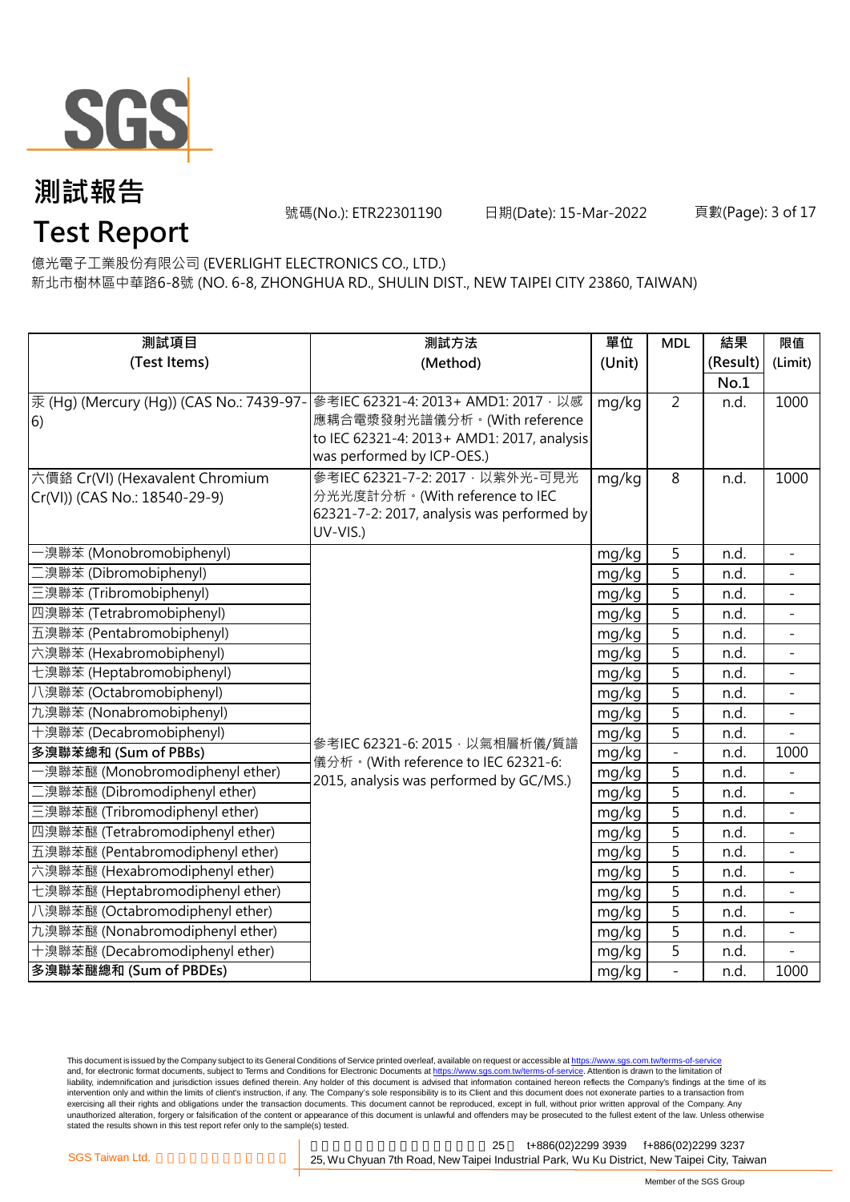# 測試報告

# Test Report

號碼(No.): ETR22301190　　日期(Date): 15-Mar-2022

億光電子工業股份有限公司 (EVERLIGHT ELECTRONICS CO., LTD.)
新北市樹林區中華路6-8號 (NO. 6-8, ZHONGHUA RD., SHULIN DIST., NEW TAIPEI CITY 23860, TAIWAN)

| 測試項目 (Test Items) | 測試方法 (Method) | 單位 (Unit) | MDL | 結果 (Result) No.1 | 限值 (Limit) |
|---|---|---|---|---|---|
| 汞 (Hg) (Mercury (Hg)) (CAS No.: 7439-97-6) | 參考IEC 62321-4: 2013+ AMD1: 2017，以感應耦合電漿發射光譜儀分析。(With reference to IEC 62321-4: 2013+ AMD1: 2017, analysis was performed by ICP-OES.) | mg/kg | 2 | n.d. | 1000 |
| 六價鉻 Cr(VI) (Hexavalent Chromium Cr(VI)) (CAS No.: 18540-29-9) | 參考IEC 62321-7-2: 2017，以紫外光-可見光分光光度計分析。(With reference to IEC 62321-7-2: 2017, analysis was performed by UV-VIS.) | mg/kg | 8 | n.d. | 1000 |
| 一溴聯苯 (Monobromobiphenyl) | 參考IEC 62321-6: 2015，以氣相層析儀/質譜儀分析。(With reference to IEC 62321-6: 2015, analysis was performed by GC/MS.) | mg/kg | 5 | n.d. | - |
| 二溴聯苯 (Dibromobiphenyl) | | mg/kg | 5 | n.d. | - |
| 三溴聯苯 (Tribromobiphenyl) | | mg/kg | 5 | n.d. | - |
| 四溴聯苯 (Tetrabromobiphenyl) | | mg/kg | 5 | n.d. | - |
| 五溴聯苯 (Pentabromobiphenyl) | | mg/kg | 5 | n.d. | - |
| 六溴聯苯 (Hexabromobiphenyl) | | mg/kg | 5 | n.d. | - |
| 七溴聯苯 (Heptabromobiphenyl) | | mg/kg | 5 | n.d. | - |
| 八溴聯苯 (Octabromobiphenyl) | | mg/kg | 5 | n.d. | - |
| 九溴聯苯 (Nonabromobiphenyl) | | mg/kg | 5 | n.d. | - |
| 十溴聯苯 (Decabromobiphenyl) | | mg/kg | 5 | n.d. | - |
| **多溴聯苯總和 (Sum of PBBs)** | | mg/kg | - | n.d. | 1000 |
| 一溴聯苯醚 (Monobromodiphenyl ether) | | mg/kg | 5 | n.d. | - |
| 二溴聯苯醚 (Dibromodiphenyl ether) | | mg/kg | 5 | n.d. | - |
| 三溴聯苯醚 (Tribromodiphenyl ether) | | mg/kg | 5 | n.d. | - |
| 四溴聯苯醚 (Tetrabromodiphenyl ether) | | mg/kg | 5 | n.d. | - |
| 五溴聯苯醚 (Pentabromodiphenyl ether) | | mg/kg | 5 | n.d. | - |
| 六溴聯苯醚 (Hexabromodiphenyl ether) | | mg/kg | 5 | n.d. | - |
| 七溴聯苯醚 (Heptabromodiphenyl ether) | | mg/kg | 5 | n.d. | - |
| 八溴聯苯醚 (Octabromodiphenyl ether) | | mg/kg | 5 | n.d. | - |
| 九溴聯苯醚 (Nonabromodiphenyl ether) | | mg/kg | 5 | n.d. | - |
| 十溴聯苯醚 (Decabromodiphenyl ether) | | mg/kg | 5 | n.d. | - |
| **多溴聯苯醚總和 (Sum of PBDEs)** | | mg/kg | - | n.d. | 1000 |

This document is issued by the Company subject to its General Conditions of Service printed overleaf, available on request or accessible at https://www.sgs.com.tw/terms-of-service and, for electronic format documents, subject to Terms and Conditions for Electronic Documents at https://www.sgs.com.tw/terms-of-service. Attention is drawn to the limitation of liability, indemnification and jurisdiction issues defined therein. Any holder of this document is advised that information contained hereon reflects the Company's findings at the time of its intervention only and within the limits of client's instruction, if any. The Company's sole responsibility is to its Client and this document does not exonerate parties to a transaction from exercising all their rights and obligations under the transaction documents. This document cannot be reproduced, except in full, without prior written approval of the Company. Any unauthorized alteration, forgery or falsification of the content or appearance of this document is unlawful and offenders may be prosecuted to the fullest extent of the law. Unless otherwise stated the results shown in this test report refer only to the sample(s) tested.

SGS Taiwan Ltd. 25, Wu Chyuan 7th Road, New Taipei Industrial Park, Wu Ku District, New Taipei City, Taiwan t+886(02)2299 3939 f+886(02)2299 3237

Member of the SGS Group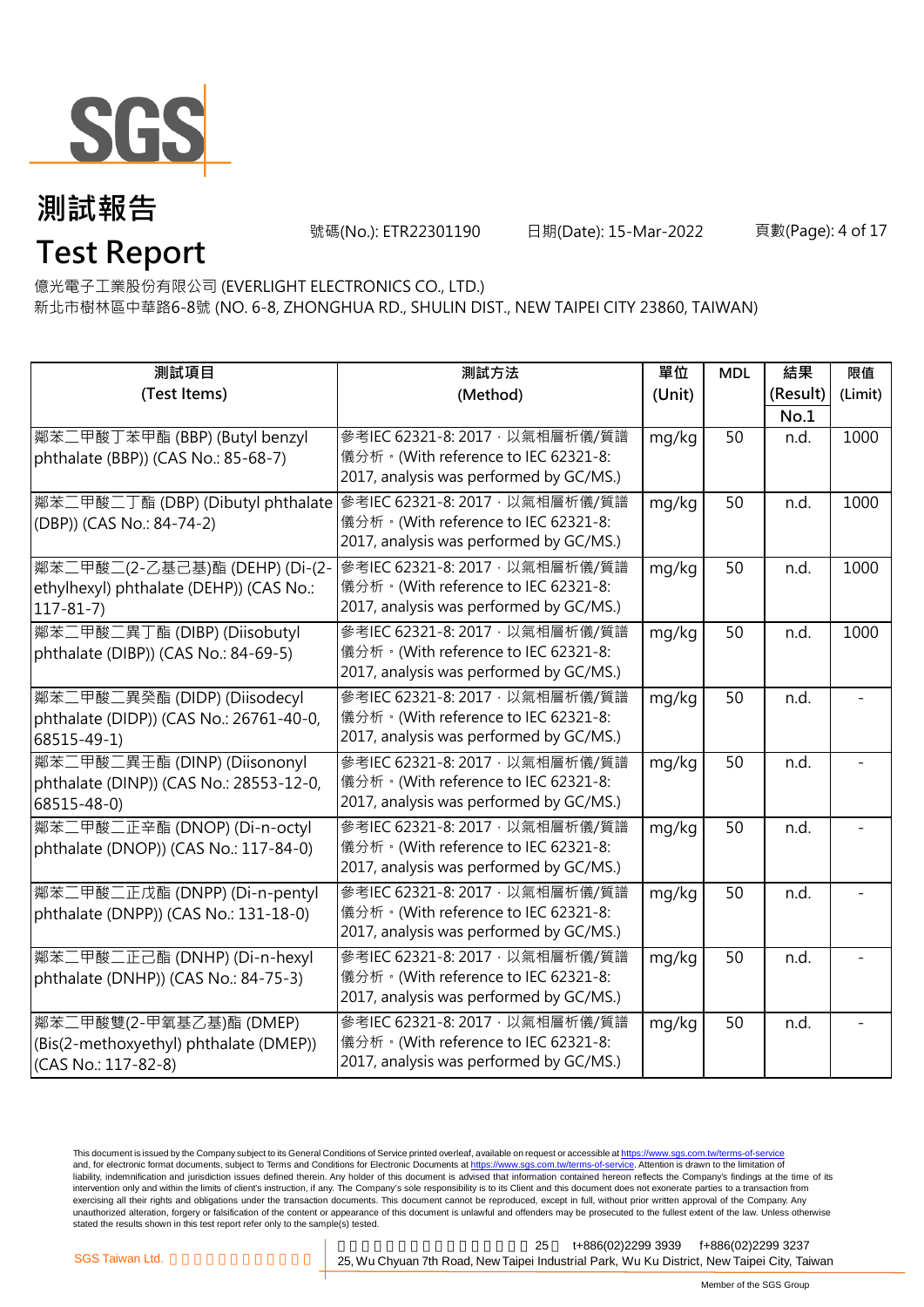# 測試報告

# Test Report

號碼(No.): ETR22301190　　日期(Date): 15-Mar-2022

億光電子工業股份有限公司 (EVERLIGHT ELECTRONICS CO., LTD.)
新北市樹林區中華路6-8號 (NO. 6-8, ZHONGHUA RD., SHULIN DIST., NEW TAIPEI CITY 23860, TAIWAN)

| 測試項目 (Test Items) | 測試方法 (Method) | 單位 (Unit) | MDL | 結果 (Result) No.1 | 限值 (Limit) |
|---|---|---|---|---|---|
| 鄰苯二甲酸丁苯甲酯 (BBP) (Butyl benzyl phthalate (BBP)) (CAS No.: 85-68-7) | 參考IEC 62321-8: 2017，以氣相層析儀/質譜儀分析。(With reference to IEC 62321-8: 2017, analysis was performed by GC/MS.) | mg/kg | 50 | n.d. | 1000 |
| 鄰苯二甲酸二丁酯 (DBP) (Dibutyl phthalate (DBP)) (CAS No.: 84-74-2) | 參考IEC 62321-8: 2017，以氣相層析儀/質譜儀分析。(With reference to IEC 62321-8: 2017, analysis was performed by GC/MS.) | mg/kg | 50 | n.d. | 1000 |
| 鄰苯二甲酸二(2-乙基己基)酯 (DEHP) (Di-(2-ethylhexyl) phthalate (DEHP)) (CAS No.: 117-81-7) | 參考IEC 62321-8: 2017，以氣相層析儀/質譜儀分析。(With reference to IEC 62321-8: 2017, analysis was performed by GC/MS.) | mg/kg | 50 | n.d. | 1000 |
| 鄰苯二甲酸二異丁酯 (DIBP) (Diisobutyl phthalate (DIBP)) (CAS No.: 84-69-5) | 參考IEC 62321-8: 2017，以氣相層析儀/質譜儀分析。(With reference to IEC 62321-8: 2017, analysis was performed by GC/MS.) | mg/kg | 50 | n.d. | 1000 |
| 鄰苯二甲酸二異癸酯 (DIDP) (Diisodecyl phthalate (DIDP)) (CAS No.: 26761-40-0, 68515-49-1) | 參考IEC 62321-8: 2017，以氣相層析儀/質譜儀分析。(With reference to IEC 62321-8: 2017, analysis was performed by GC/MS.) | mg/kg | 50 | n.d. | - |
| 鄰苯二甲酸二異壬酯 (DINP) (Diisononyl phthalate (DINP)) (CAS No.: 28553-12-0, 68515-48-0) | 參考IEC 62321-8: 2017，以氣相層析儀/質譜儀分析。(With reference to IEC 62321-8: 2017, analysis was performed by GC/MS.) | mg/kg | 50 | n.d. | - |
| 鄰苯二甲酸二正辛酯 (DNOP) (Di-n-octyl phthalate (DNOP)) (CAS No.: 117-84-0) | 參考IEC 62321-8: 2017，以氣相層析儀/質譜儀分析。(With reference to IEC 62321-8: 2017, analysis was performed by GC/MS.) | mg/kg | 50 | n.d. | - |
| 鄰苯二甲酸二正戊酯 (DNPP) (Di-n-pentyl phthalate (DNPP)) (CAS No.: 131-18-0) | 參考IEC 62321-8: 2017，以氣相層析儀/質譜儀分析。(With reference to IEC 62321-8: 2017, analysis was performed by GC/MS.) | mg/kg | 50 | n.d. | - |
| 鄰苯二甲酸二正己酯 (DNHP) (Di-n-hexyl phthalate (DNHP)) (CAS No.: 84-75-3) | 參考IEC 62321-8: 2017，以氣相層析儀/質譜儀分析。(With reference to IEC 62321-8: 2017, analysis was performed by GC/MS.) | mg/kg | 50 | n.d. | - |
| 鄰苯二甲酸雙(2-甲氧基乙基)酯 (DMEP) (Bis(2-methoxyethyl) phthalate (DMEP)) (CAS No.: 117-82-8) | 參考IEC 62321-8: 2017，以氣相層析儀/質譜儀分析。(With reference to IEC 62321-8: 2017, analysis was performed by GC/MS.) | mg/kg | 50 | n.d. | - |

This document is issued by the Company subject to its General Conditions of Service printed overleaf, available on request or accessible at https://www.sgs.com.tw/terms-of-service and, for electronic format documents, subject to Terms and Conditions for Electronic Documents at https://www.sgs.com.tw/terms-of-service. Attention is drawn to the limitation of liability, indemnification and jurisdiction issues defined therein. Any holder of this document is advised that information contained hereon reflects the Company's findings at the time of its intervention only and within the limits of client's instruction, if any. The Company's sole responsibility is to its Client and this document does not exonerate parties to a transaction from exercising all their rights and obligations under the transaction documents. This document cannot be reproduced, except in full, without prior written approval of the Company. Any unauthorized alteration, forgery or falsification of the content or appearance of this document is unlawful and offenders may be prosecuted to the fullest extent of the law. Unless otherwise stated the results shown in this test report refer only to the sample(s) tested.

SGS Taiwan Ltd. | 25 t+886(02)2299 3939 f+886(02)2299 3237 | 25, Wu Chyuan 7th Road, New Taipei Industrial Park, Wu Ku District, New Taipei City, Taiwan

Member of the SGS Group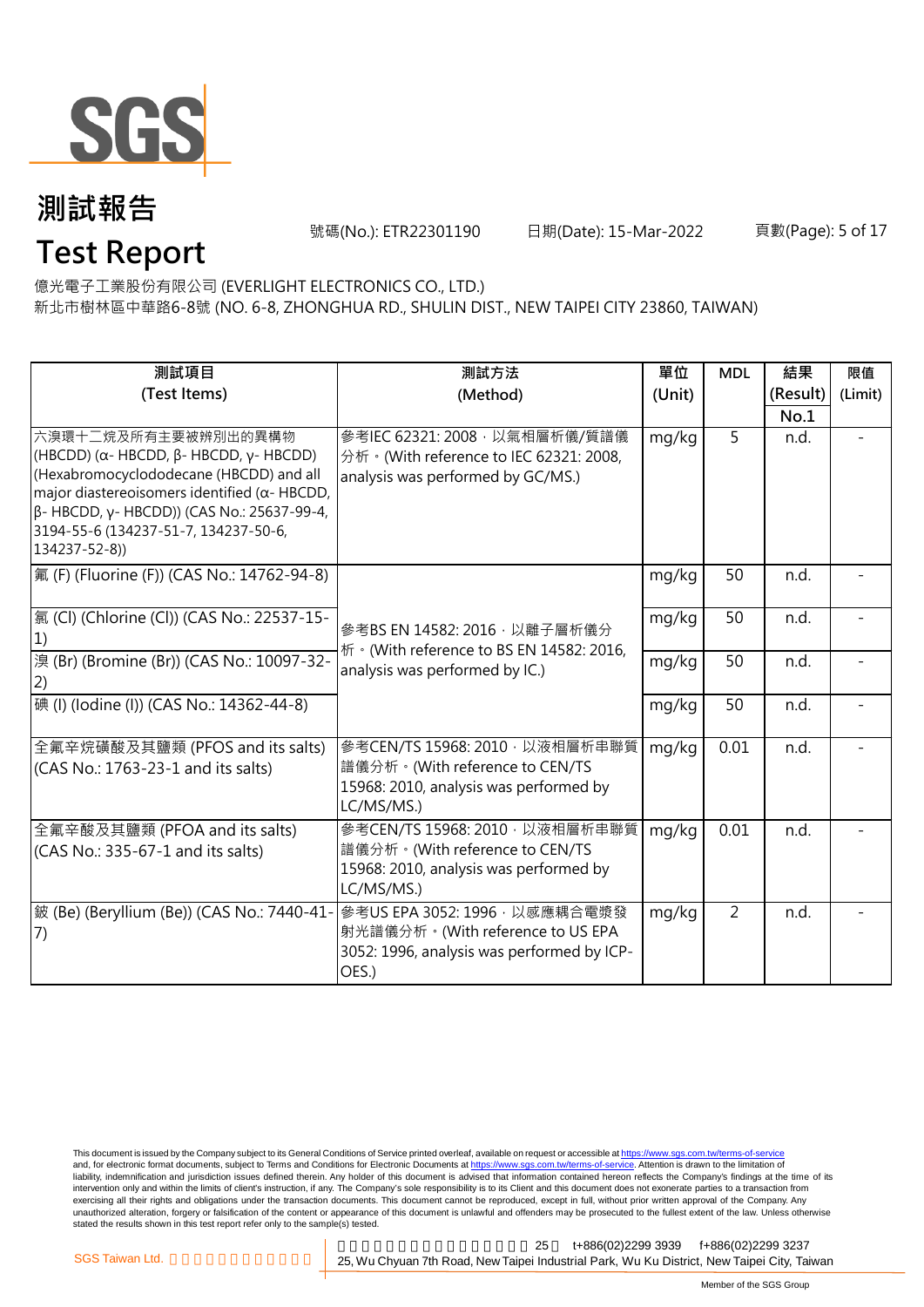# 測試報告

# Test Report

號碼(No.): ETR22301190　　日期(Date): 15-Mar-2022

億光電子工業股份有限公司 (EVERLIGHT ELECTRONICS CO., LTD.)
新北市樹林區中華路6-8號 (NO. 6-8, ZHONGHUA RD., SHULIN DIST., NEW TAIPEI CITY 23860, TAIWAN)

| 測試項目 (Test Items) | 測試方法 (Method) | 單位 (Unit) | MDL | 結果 (Result) No.1 | 限值 (Limit) |
|---|---|---|---|---|---|
| 六溴環十二烷及所有主要被辨別出的異構物 (HBCDD) (α- HBCDD, β- HBCDD, γ- HBCDD) (Hexabromocyclododecane (HBCDD) and all major diastereoisomers identified (α- HBCDD, β- HBCDD, γ- HBCDD)) (CAS No.: 25637-99-4, 3194-55-6 (134237-51-7, 134237-50-6, 134237-52-8)) | 參考IEC 62321: 2008，以氣相層析儀/質譜儀分析。(With reference to IEC 62321: 2008, analysis was performed by GC/MS.) | mg/kg | 5 | n.d. | - |
| 氟 (F) (Fluorine (F)) (CAS No.: 14762-94-8) | 參考BS EN 14582: 2016，以離子層析儀分析。(With reference to BS EN 14582: 2016, analysis was performed by IC.) | mg/kg | 50 | n.d. | - |
| 氯 (Cl) (Chlorine (Cl)) (CAS No.: 22537-15-1) | | mg/kg | 50 | n.d. | - |
| 溴 (Br) (Bromine (Br)) (CAS No.: 10097-32-2) | | mg/kg | 50 | n.d. | - |
| 碘 (I) (Iodine (I)) (CAS No.: 14362-44-8) | | mg/kg | 50 | n.d. | - |
| 全氟辛烷磺酸及其鹽類 (PFOS and its salts) (CAS No.: 1763-23-1 and its salts) | 參考CEN/TS 15968: 2010，以液相層析串聯質譜儀分析。(With reference to CEN/TS 15968: 2010, analysis was performed by LC/MS/MS.) | mg/kg | 0.01 | n.d. | - |
| 全氟辛酸及其鹽類 (PFOA and its salts) (CAS No.: 335-67-1 and its salts) | 參考CEN/TS 15968: 2010，以液相層析串聯質譜儀分析。(With reference to CEN/TS 15968: 2010, analysis was performed by LC/MS/MS.) | mg/kg | 0.01 | n.d. | - |
| 鈹 (Be) (Beryllium (Be)) (CAS No.: 7440-41-7) | 參考US EPA 3052: 1996，以感應耦合電漿發射光譜儀分析。(With reference to US EPA 3052: 1996, analysis was performed by ICP-OES.) | mg/kg | 2 | n.d. | - |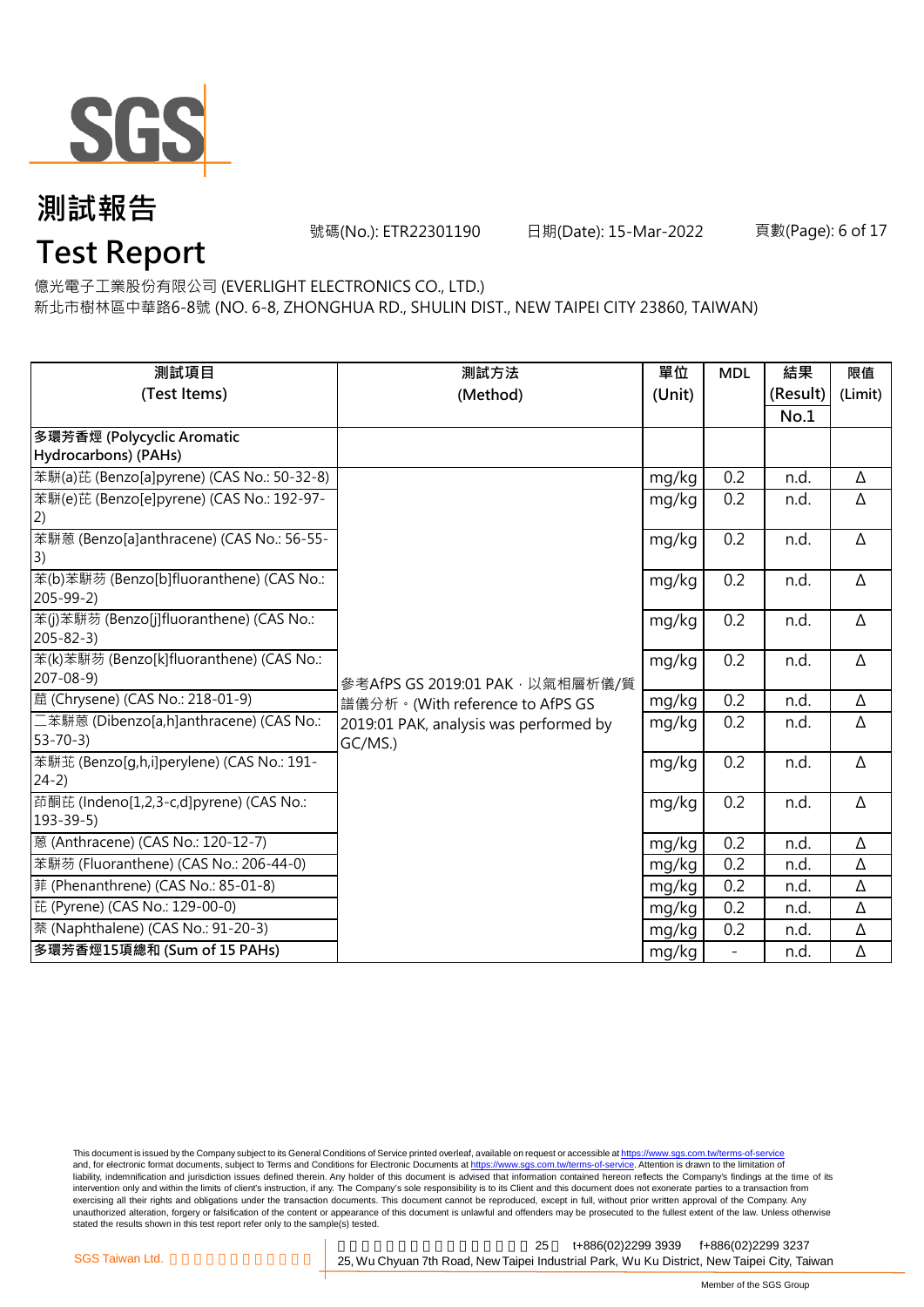# 測試報告
# Test Report

號碼(No.): ETR22301190　　日期(Date): 15-Mar-2022

億光電子工業股份有限公司 (EVERLIGHT ELECTRONICS CO., LTD.)
新北市樹林區中華路6-8號 (NO. 6-8, ZHONGHUA RD., SHULIN DIST., NEW TAIPEI CITY 23860, TAIWAN)

| 測試項目 (Test Items) | 測試方法 (Method) | 單位 (Unit) | MDL | 結果 (Result) No.1 | 限值 (Limit) |
|---|---|---|---|---|---|
| **多環芳香烴 (Polycyclic Aromatic Hydrocarbons) (PAHs)** | | | | | |
| 苯駢(a)芘 (Benzo[a]pyrene) (CAS No.: 50-32-8) | 參考AfPS GS 2019:01 PAK，以氣相層析儀/質譜儀分析。(With reference to AfPS GS 2019:01 PAK, analysis was performed by GC/MS.) | mg/kg | 0.2 | n.d. | Δ |
| 苯駢(e)芘 (Benzo[e]pyrene) (CAS No.: 192-97-2) | | mg/kg | 0.2 | n.d. | Δ |
| 苯駢蒽 (Benzo[a]anthracene) (CAS No.: 56-55-3) | | mg/kg | 0.2 | n.d. | Δ |
| 苯(b)苯駢芴 (Benzo[b]fluoranthene) (CAS No.: 205-99-2) | | mg/kg | 0.2 | n.d. | Δ |
| 苯(j)苯駢芴 (Benzo[j]fluoranthene) (CAS No.: 205-82-3) | | mg/kg | 0.2 | n.d. | Δ |
| 苯(k)苯駢芴 (Benzo[k]fluoranthene) (CAS No.: 207-08-9) | | mg/kg | 0.2 | n.d. | Δ |
| 䓛 (Chrysene) (CAS No.: 218-01-9) | | mg/kg | 0.2 | n.d. | Δ |
| 二苯駢蒽 (Dibenzo[a,h]anthracene) (CAS No.: 53-70-3) | | mg/kg | 0.2 | n.d. | Δ |
| 苯駢苝 (Benzo[g,h,i]perylene) (CAS No.: 191-24-2) | | mg/kg | 0.2 | n.d. | Δ |
| 茚酮芘 (Indeno[1,2,3-c,d]pyrene) (CAS No.: 193-39-5) | | mg/kg | 0.2 | n.d. | Δ |
| 蒽 (Anthracene) (CAS No.: 120-12-7) | | mg/kg | 0.2 | n.d. | Δ |
| 苯駢芴 (Fluoranthene) (CAS No.: 206-44-0) | | mg/kg | 0.2 | n.d. | Δ |
| 菲 (Phenanthrene) (CAS No.: 85-01-8) | | mg/kg | 0.2 | n.d. | Δ |
| 芘 (Pyrene) (CAS No.: 129-00-0) | | mg/kg | 0.2 | n.d. | Δ |
| 萘 (Naphthalene) (CAS No.: 91-20-3) | | mg/kg | 0.2 | n.d. | Δ |
| **多環芳香烴15項總和 (Sum of 15 PAHs)** | | mg/kg | - | n.d. | Δ |

This document is issued by the Company subject to its General Conditions of Service printed overleaf, available on request or accessible at https://www.sgs.com.tw/terms-of-service and, for electronic format documents, subject to Terms and Conditions for Electronic Documents at https://www.sgs.com.tw/terms-of-service. Attention is drawn to the limitation of liability, indemnification and jurisdiction issues defined therein. Any holder of this document is advised that information contained hereon reflects the Company's findings at the time of its intervention only and within the limits of client's instruction, if any. The Company's sole responsibility is to its Client and this document does not exonerate parties to a transaction from exercising all their rights and obligations under the transaction documents. This document cannot be reproduced, except in full, without prior written approval of the Company. Any unauthorized alteration, forgery or falsification of the content or appearance of this document is unlawful and offenders may be prosecuted to the fullest extent of the law. Unless otherwise stated the results shown in this test report refer only to the sample(s) tested.

SGS Taiwan Ltd. 25, Wu Chyuan 7th Road, New Taipei Industrial Park, Wu Ku District, New Taipei City, Taiwan t+886(02)2299 3939 f+886(02)2299 3237

Member of the SGS Group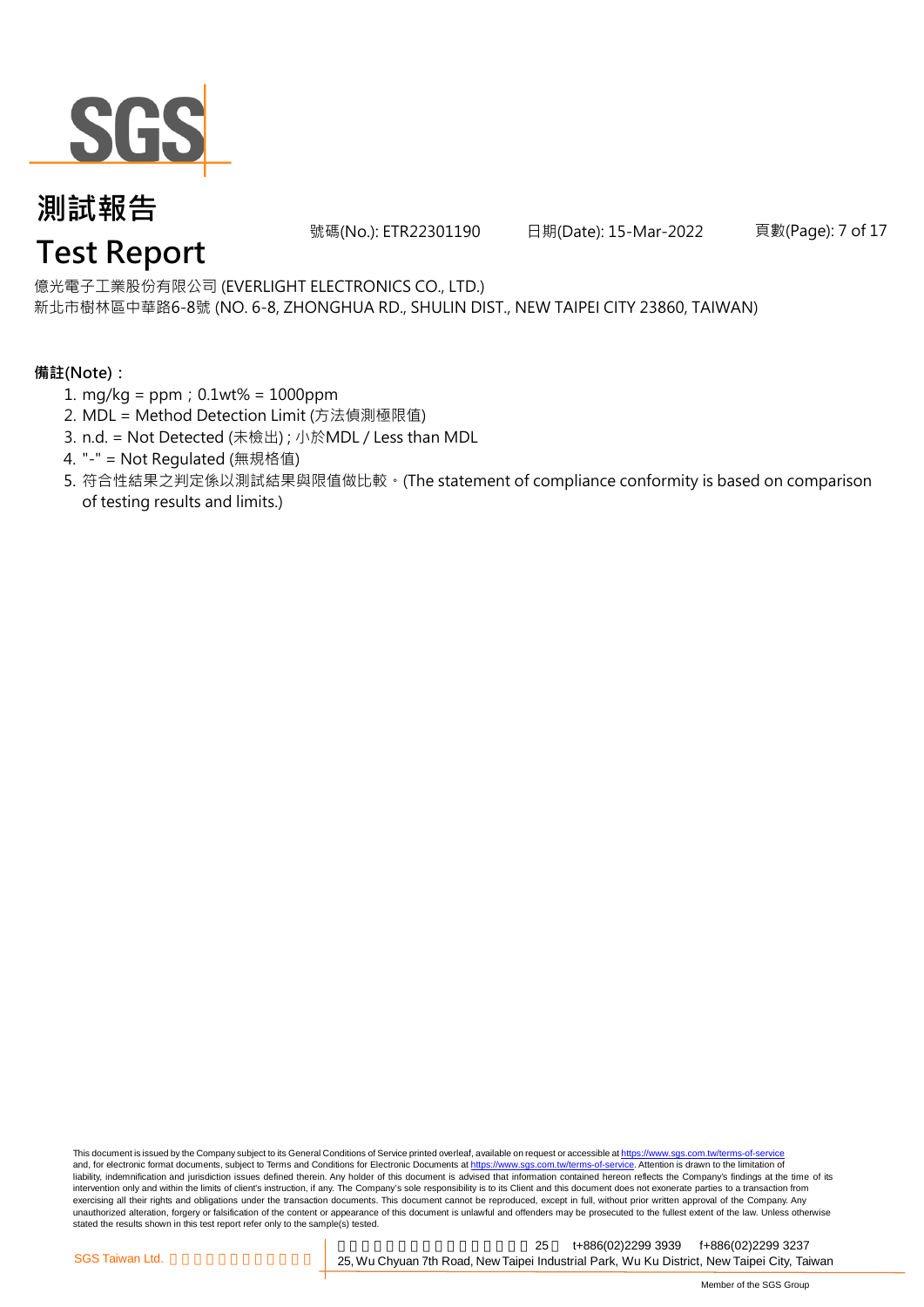# 測試報告
# Test Report

號碼(No.): ETR22301190 日期(Date): 15-Mar-2022

億光電子工業股份有限公司 (EVERLIGHT ELECTRONICS CO., LTD.)
新北市樹林區中華路6-8號 (NO. 6-8, ZHONGHUA RD., SHULIN DIST., NEW TAIPEI CITY 23860, TAIWAN)

**備註(Note)：**

1. mg/kg = ppm；0.1wt% = 1000ppm
2. MDL = Method Detection Limit (方法偵測極限值)
3. n.d. = Not Detected (未檢出) ; 小於MDL / Less than MDL
4. "-" = Not Regulated (無規格值)
5. 符合性結果之判定係以測試結果與限值做比較。(The statement of compliance conformity is based on comparison of testing results and limits.)

This document is issued by the Company subject to its General Conditions of Service printed overleaf, available on request or accessible at https://www.sgs.com.tw/terms-of-service and, for electronic format documents, subject to Terms and Conditions for Electronic Documents at https://www.sgs.com.tw/terms-of-service. Attention is drawn to the limitation of liability, indemnification and jurisdiction issues defined therein. Any holder of this document is advised that information contained hereon reflects the Company's findings at the time of its intervention only and within the limits of client's instruction, if any. The Company's sole responsibility is to its Client and this document does not exonerate parties to a transaction from exercising all their rights and obligations under the transaction documents. This document cannot be reproduced, except in full, without prior written approval of the Company. Any unauthorized alteration, forgery or falsification of the content or appearance of this document is unlawful and offenders may be prosecuted to the fullest extent of the law. Unless otherwise stated the results shown in this test report refer only to the sample(s) tested.

SGS Taiwan Ltd. 25 t+886(02)2299 3939 f+886(02)2299 3237
25, Wu Chyuan 7th Road, New Taipei Industrial Park, Wu Ku District, New Taipei City, Taiwan

Member of the SGS Group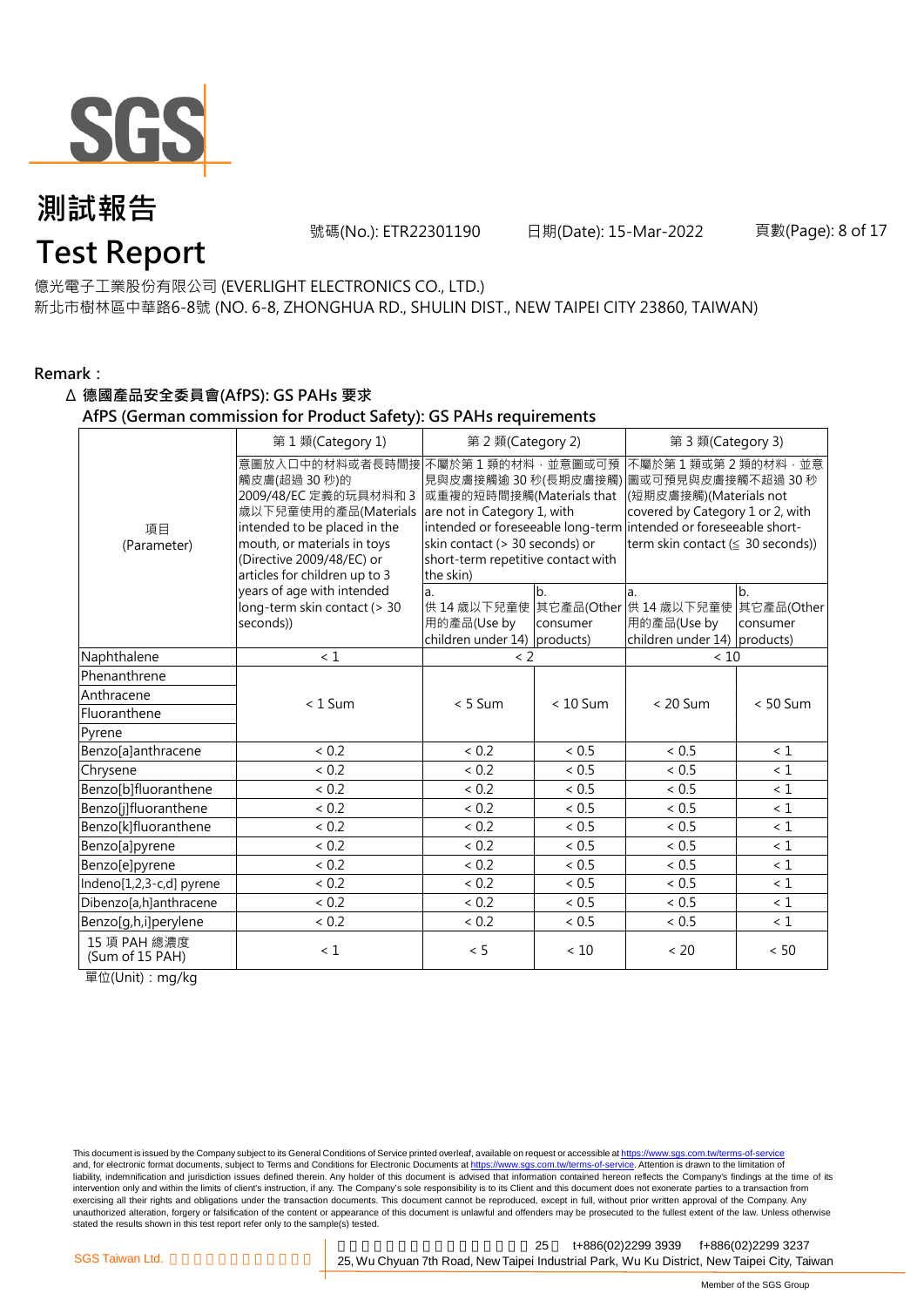# 測試報告
# Test Report

號碼(No.): ETR22301190 日期(Date): 15-Mar-2022

億光電子工業股份有限公司 (EVERLIGHT ELECTRONICS CO., LTD.)
新北市樹林區中華路6-8號 (NO. 6-8, ZHONGHUA RD., SHULIN DIST., NEW TAIPEI CITY 23860, TAIWAN)

**Remark：**

**Δ 德國產品安全委員會(AfPS): GS PAHs 要求**
**AfPS (German commission for Product Safety): GS PAHs requirements**

| 項目 (Parameter) | 第 1 類(Category 1) | 第 2 類(Category 2) | | 第 3 類(Category 3) | |
|---|---|---|---|---|---|
| | 意圖放入口中的材料或者長時間接觸皮膚(超過 30 秒)的 2009/48/EC 定義的玩具材料和 3 歲以下兒童使用的產品(Materials intended to be placed in the mouth, or materials in toys (Directive 2009/48/EC) or articles for children up to 3 years of age with intended long-term skin contact (> 30 seconds)) | 不屬於第 1 類的材料，並意圖或可預見與皮膚接觸逾 30 秒(長期皮膚接觸)或重複的短時間接觸(Materials that are not in Category 1, with intended or foreseeable long-term skin contact (> 30 seconds) or short-term repetitive contact with the skin) | | 不屬於第 1 類或第 2 類的材料，並意圖或可預見與皮膚接觸不超過 30 秒(短期皮膚接觸)(Materials not covered by Category 1 or 2, with intended or foreseeable short-term skin contact (≦ 30 seconds)) | |
| | | a. 供 14 歲以下兒童使用的產品(Use by children under 14) | b. 其它產品(Other consumer products) | a. 供 14 歲以下兒童使用的產品(Use by children under 14) | b. 其它產品(Other consumer products) |
| Naphthalene | < 1 | < 2 | | < 10 | |
| Phenanthrene | < 1 Sum | < 5 Sum | < 10 Sum | < 20 Sum | < 50 Sum |
| Anthracene | | | | | |
| Fluoranthene | | | | | |
| Pyrene | | | | | |
| Benzo[a]anthracene | < 0.2 | < 0.2 | < 0.5 | < 0.5 | < 1 |
| Chrysene | < 0.2 | < 0.2 | < 0.5 | < 0.5 | < 1 |
| Benzo[b]fluoranthene | < 0.2 | < 0.2 | < 0.5 | < 0.5 | < 1 |
| Benzo[j]fluoranthene | < 0.2 | < 0.2 | < 0.5 | < 0.5 | < 1 |
| Benzo[k]fluoranthene | < 0.2 | < 0.2 | < 0.5 | < 0.5 | < 1 |
| Benzo[a]pyrene | < 0.2 | < 0.2 | < 0.5 | < 0.5 | < 1 |
| Benzo[e]pyrene | < 0.2 | < 0.2 | < 0.5 | < 0.5 | < 1 |
| Indeno[1,2,3-c,d] pyrene | < 0.2 | < 0.2 | < 0.5 | < 0.5 | < 1 |
| Dibenzo[a,h]anthracene | < 0.2 | < 0.2 | < 0.5 | < 0.5 | < 1 |
| Benzo[g,h,i]perylene | < 0.2 | < 0.2 | < 0.5 | < 0.5 | < 1 |
| 15 項 PAH 總濃度 (Sum of 15 PAH) | < 1 | < 5 | < 10 | < 20 | < 50 |

單位(Unit)：mg/kg

This document is issued by the Company subject to its General Conditions of Service printed overleaf, available on request or accessible at https://www.sgs.com.tw/terms-of-service and, for electronic format documents, subject to Terms and Conditions for Electronic Documents at https://www.sgs.com.tw/terms-of-service. Attention is drawn to the limitation of liability, indemnification and jurisdiction issues defined therein. Any holder of this document is advised that information contained hereon reflects the Company's findings at the time of its intervention only and within the limits of client's instruction, if any. The Company's sole responsibility is to its Client and this document does not exonerate parties to a transaction from exercising all their rights and obligations under the transaction documents. This document cannot be reproduced, except in full, without prior written approval of the Company. Any unauthorized alteration, forgery or falsification of the content or appearance of this document is unlawful and offenders may be prosecuted to the fullest extent of the law. Unless otherwise stated the results shown in this test report refer only to the sample(s) tested.

SGS Taiwan Ltd. 25, Wu Chyuan 7th Road, New Taipei Industrial Park, Wu Ku District, New Taipei City, Taiwan t+886(02)2299 3939 f+886(02)2299 3237

Member of the SGS Group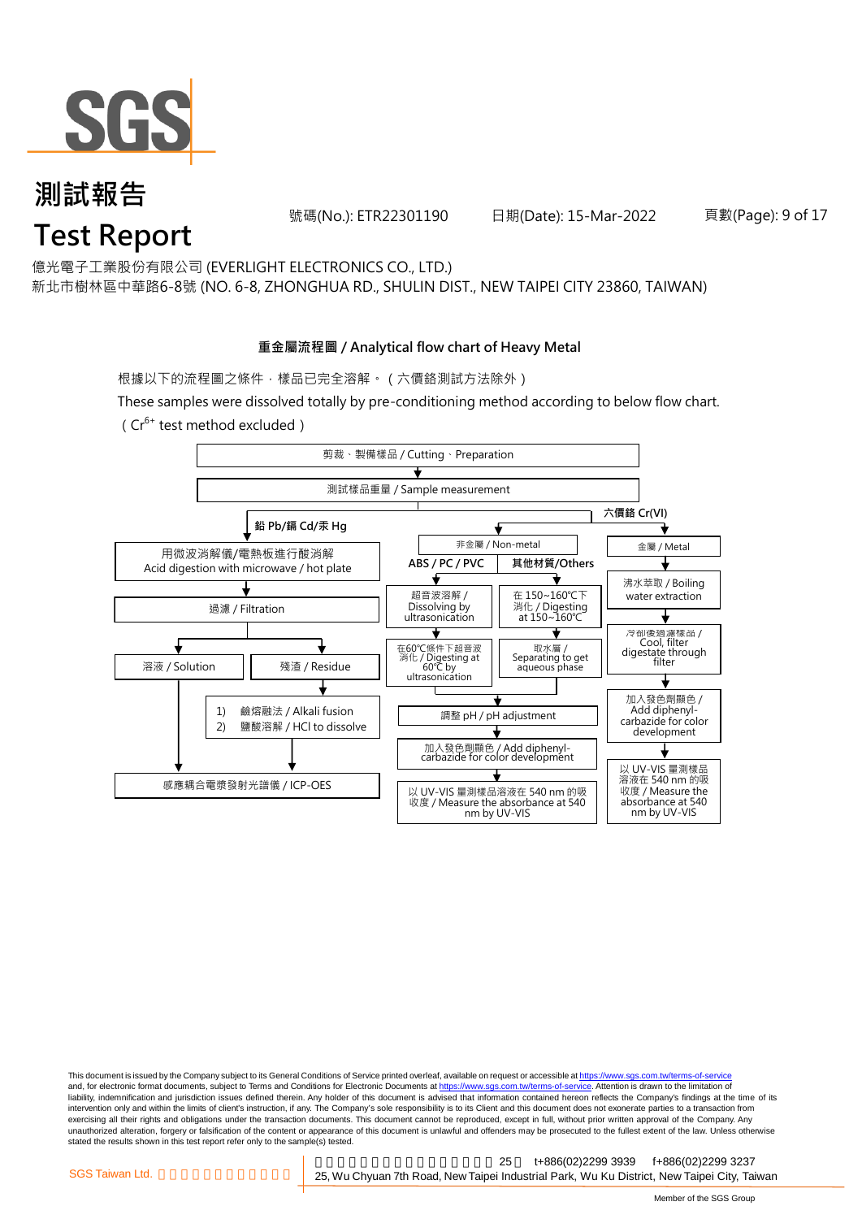# 測試報告
# Test Report

號碼(No.): ETR22301190　　日期(Date): 15-Mar-2022

億光電子工業股份有限公司 (EVERLIGHT ELECTRONICS CO., LTD.)
新北市樹林區中華路6-8號 (NO. 6-8, ZHONGHUA RD., SHULIN DIST., NEW TAIPEI CITY 23860, TAIWAN)

## 重金屬流程圖 / Analytical flow chart of Heavy Metal

根據以下的流程圖之條件，樣品已完全溶解。（六價鉻測試方法除外）

These samples were dissolved totally by pre-conditioning method according to below flow chart.
（$Cr^{6+}$ test method excluded）

- 剪裁、製備樣品 / Cutting、Preparation
- ↓ 測試樣品重量 / Sample measurement
  - **鉛 Pb/鎘 Cd/汞 Hg**
    - 用微波消解儀/電熱板進行酸消解 Acid digestion with microwave / hot plate
    - ↓ 過濾 / Filtration
      - 溶液 / Solution → 感應耦合電漿發射光譜儀 / ICP-OES
      - 殘渣 / Residue → 1) 鹼熔融法 / Alkali fusion 2) 鹽酸溶解 / HCl to dissolve → 感應耦合電漿發射光譜儀 / ICP-OES
  - **六價鉻 Cr(VI)**
    - 非金屬 / Non-metal
      - **ABS / PC / PVC**: 超音波溶解 / Dissolving by ultrasonication → 在60℃條件下超音波消化 / Digesting at 60℃ by ultrasonication
      - **其他材質/Others**: 在 150~160℃下消化 / Digesting at 150~160℃ → 取水層 / Separating to get aqueous phase
      - → 調整 pH / pH adjustment → 加入發色劑顯色 / Add diphenyl-carbazide for color development → 以 UV-VIS 量測樣品溶液在 540 nm 的吸收度 / Measure the absorbance at 540 nm by UV-VIS
    - 金屬 / Metal
      - 沸水萃取 / Boiling water extraction → 冷卻後過濾樣品 / Cool, filter digestate through filter → 加入發色劑顯色 / Add diphenyl-carbazide for color development → 以 UV-VIS 量測樣品溶液在 540 nm 的吸收度 / Measure the absorbance at 540 nm by UV-VIS

This document is issued by the Company subject to its General Conditions of Service printed overleaf, available on request or accessible at https://www.sgs.com.tw/terms-of-service and, for electronic format documents, subject to Terms and Conditions for Electronic Documents at https://www.sgs.com.tw/terms-of-service. Attention is drawn to the limitation of liability, indemnification and jurisdiction issues defined therein. Any holder of this document is advised that information contained hereon reflects the Company's findings at the time of its intervention only and within the limits of client's instruction, if any. The Company's sole responsibility is to its Client and this document does not exonerate parties to a transaction from exercising all their rights and obligations under the transaction documents. This document cannot be reproduced, except in full, without prior written approval of the Company. Any unauthorized alteration, forgery or falsification of the content or appearance of this document is unlawful and offenders may be prosecuted to the fullest extent of the law. Unless otherwise stated the results shown in this test report refer only to the sample(s) tested.

SGS Taiwan Ltd. | 25, Wu Chyuan 7th Road, New Taipei Industrial Park, Wu Ku District, New Taipei City, Taiwan | t+886(02)2299 3939 f+886(02)2299 3237

Member of the SGS Group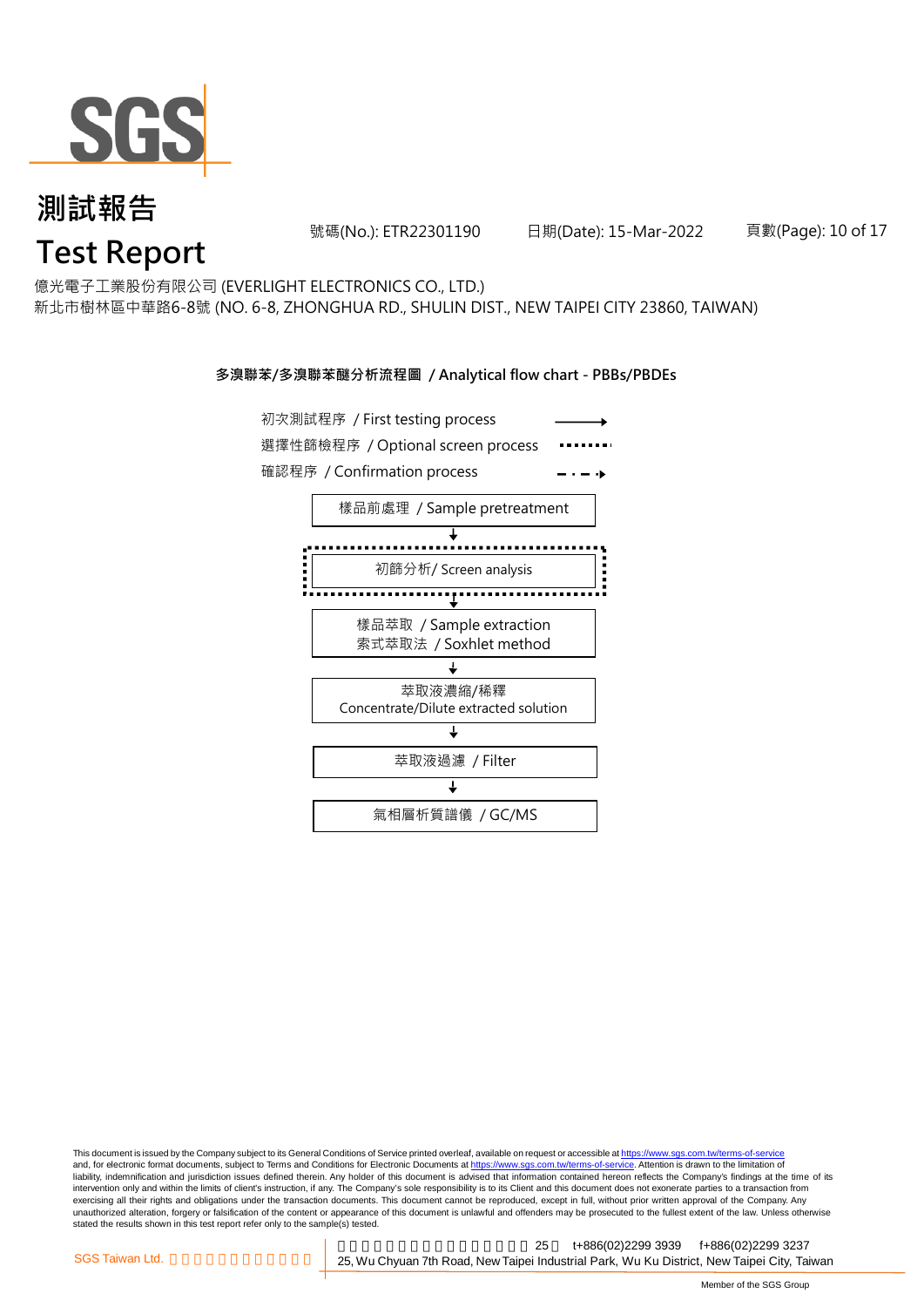# 測試報告
# Test Report

號碼(No.): ETR22301190　　日期(Date): 15-Mar-2022

億光電子工業股份有限公司 (EVERLIGHT ELECTRONICS CO., LTD.)
新北市樹林區中華路6-8號 (NO. 6-8, ZHONGHUA RD., SHULIN DIST., NEW TAIPEI CITY 23860, TAIWAN)

**多溴聯苯/多溴聯苯醚分析流程圖 / Analytical flow chart - PBBs/PBDEs**

初次測試程序 / First testing process →
選擇性篩檢程序 / Optional screen process ········
確認程序 / Confirmation process - · - ·→

樣品前處理 / Sample pretreatment
↓
初篩分析/ Screen analysis
↓
樣品萃取 / Sample extraction
索式萃取法 / Soxhlet method
↓
萃取液濃縮/稀釋
Concentrate/Dilute extracted solution
↓
萃取液過濾 / Filter
↓
氣相層析質譜儀 / GC/MS

This document is issued by the Company subject to its General Conditions of Service printed overleaf, available on request or accessible at https://www.sgs.com.tw/terms-of-service and, for electronic format documents, subject to Terms and Conditions for Electronic Documents at https://www.sgs.com.tw/terms-of-service. Attention is drawn to the limitation of liability, indemnification and jurisdiction issues defined therein. Any holder of this document is advised that information contained hereon reflects the Company's findings at the time of its intervention only and within the limits of client's instruction, if any. The Company's sole responsibility is to its Client and this document does not exonerate parties to a transaction from exercising all their rights and obligations under the transaction documents. This document cannot be reproduced, except in full, without prior written approval of the Company. Any unauthorized alteration, forgery or falsification of the content or appearance of this document is unlawful and offenders may be prosecuted to the fullest extent of the law. Unless otherwise stated the results shown in this test report refer only to the sample(s) tested.

SGS Taiwan Ltd. | 25, Wu Chyuan 7th Road, New Taipei Industrial Park, Wu Ku District, New Taipei City, Taiwan | t+886(02)2299 3939 | f+886(02)2299 3237

Member of the SGS Group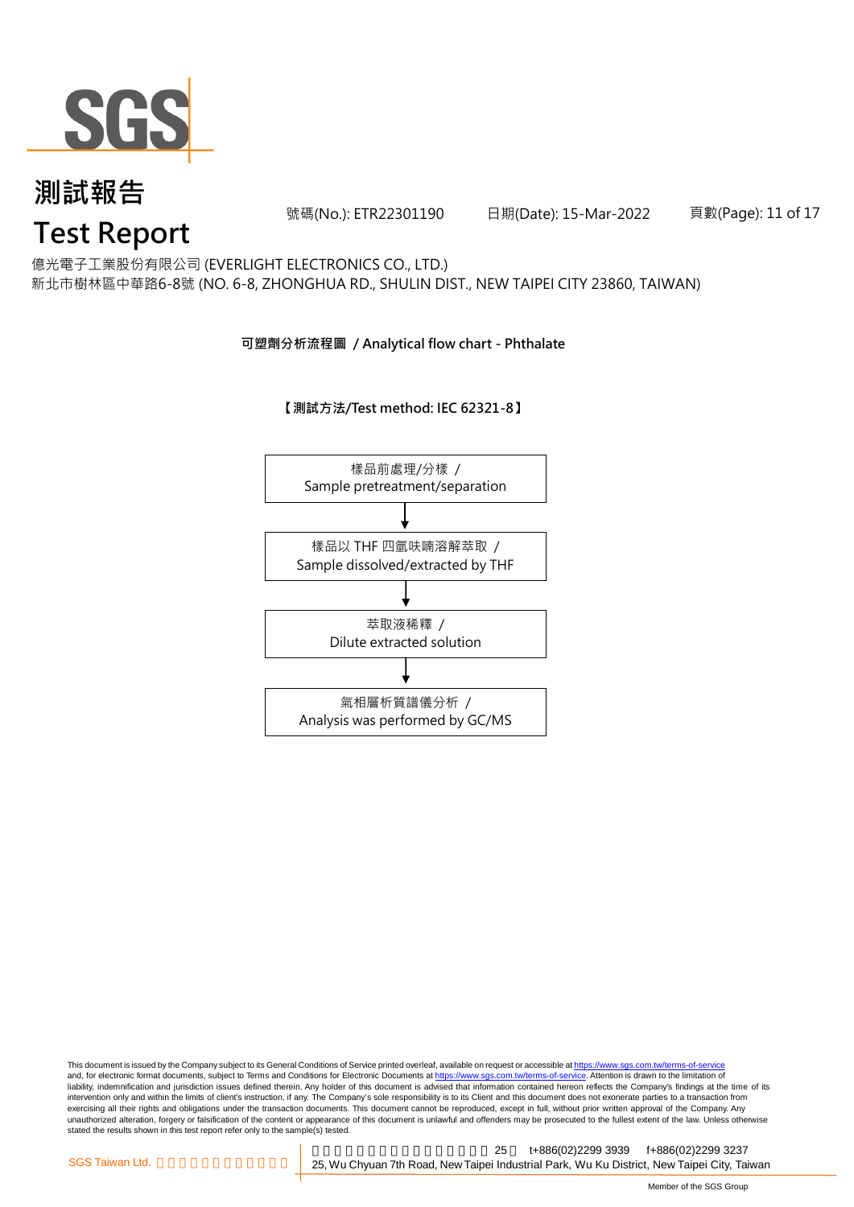# 測試報告
# Test Report

號碼(No.): ETR22301190　　日期(Date): 15-Mar-2022

億光電子工業股份有限公司 (EVERLIGHT ELECTRONICS CO., LTD.)
新北市樹林區中華路6-8號 (NO. 6-8, ZHONGHUA RD., SHULIN DIST., NEW TAIPEI CITY 23860, TAIWAN)

**可塑劑分析流程圖 / Analytical flow chart - Phthalate**

**【測試方法/Test method: IEC 62321-8】**

樣品前處理/分樣 /
Sample pretreatment/separation

↓

樣品以 THF 四氫呋喃溶解萃取 /
Sample dissolved/extracted by THF

↓

萃取液稀釋 /
Dilute extracted solution

↓

氣相層析質譜儀分析 /
Analysis was performed by GC/MS

This document is issued by the Company subject to its General Conditions of Service printed overleaf, available on request or accessible at https://www.sgs.com.tw/terms-of-service and, for electronic format documents, subject to Terms and Conditions for Electronic Documents at https://www.sgs.com.tw/terms-of-service. Attention is drawn to the limitation of liability, indemnification and jurisdiction issues defined therein. Any holder of this document is advised that information contained hereon reflects the Company's findings at the time of its intervention only and within the limits of client's instruction, if any. The Company's sole responsibility is to its Client and this document does not exonerate parties to a transaction from exercising all their rights and obligations under the transaction documents. This document cannot be reproduced, except in full, without prior written approval of the Company. Any unauthorized alteration, forgery or falsification of the content or appearance of this document is unlawful and offenders may be prosecuted to the fullest extent of the law. Unless otherwise stated the results shown in this test report refer only to the sample(s) tested.

SGS Taiwan Ltd. 　25, Wu Chyuan 7th Road, New Taipei Industrial Park, Wu Ku District, New Taipei City, Taiwan　t+886(02)2299 3939　f+886(02)2299 3237

Member of the SGS Group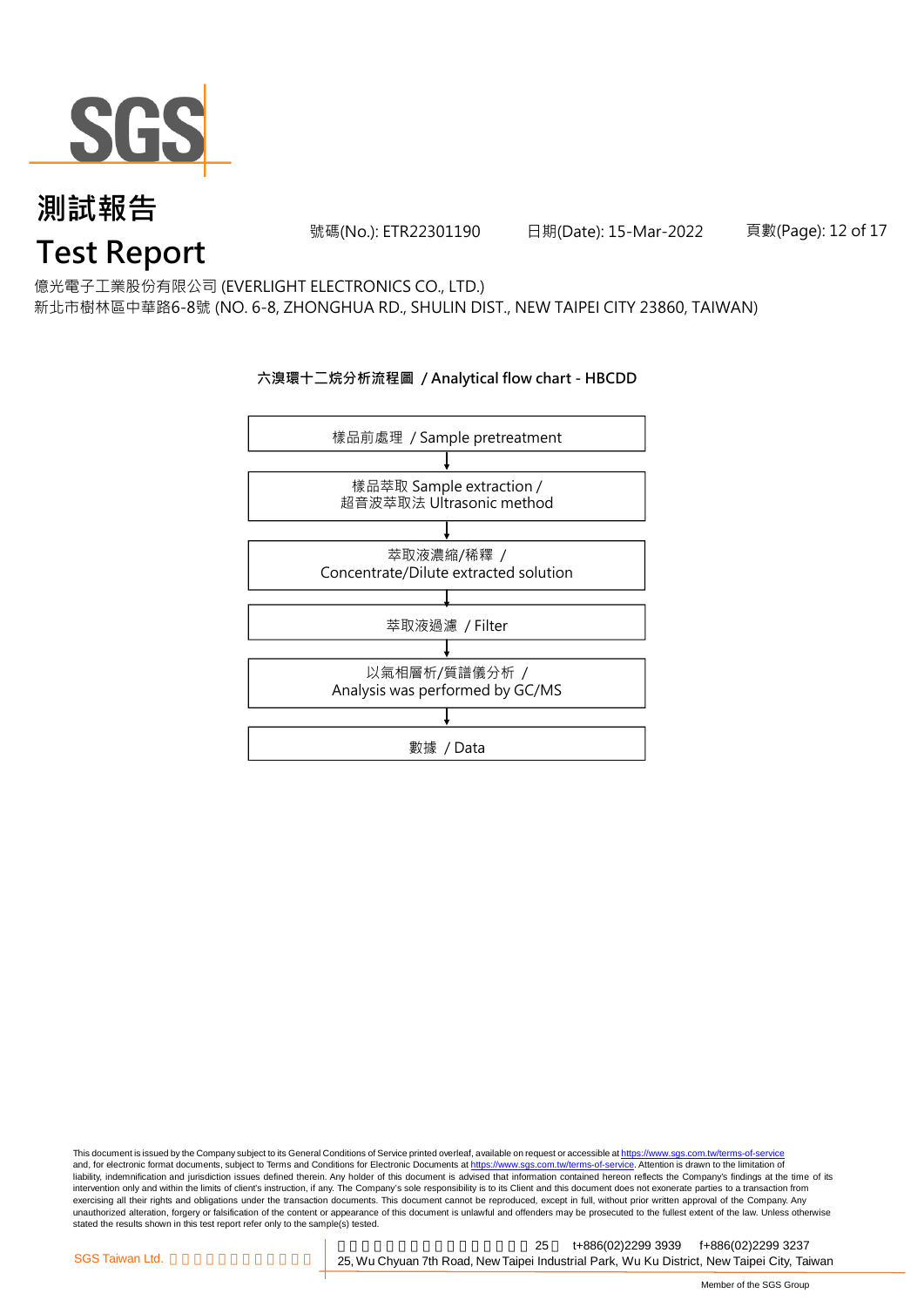# 測試報告

# Test Report

號碼(No.): ETR22301190　　日期(Date): 15-Mar-2022

億光電子工業股份有限公司 (EVERLIGHT ELECTRONICS CO., LTD.)
新北市樹林區中華路6-8號 (NO. 6-8, ZHONGHUA RD., SHULIN DIST., NEW TAIPEI CITY 23860, TAIWAN)

**六溴環十二烷分析流程圖 / Analytical flow chart - HBCDD**

樣品前處理 / Sample pretreatment

↓

樣品萃取 Sample extraction /
超音波萃取法 Ultrasonic method

↓

萃取液濃縮/稀釋 /
Concentrate/Dilute extracted solution

↓

萃取液過濾 / Filter

↓

以氣相層析/質譜儀分析 /
Analysis was performed by GC/MS

↓

數據 / Data

This document is issued by the Company subject to its General Conditions of Service printed overleaf, available on request or accessible at https://www.sgs.com.tw/terms-of-service and, for electronic format documents, subject to Terms and Conditions for Electronic Documents at https://www.sgs.com.tw/terms-of-service. Attention is drawn to the limitation of liability, indemnification and jurisdiction issues defined therein. Any holder of this document is advised that information contained hereon reflects the Company's findings at the time of its intervention only and within the limits of client's instruction, if any. The Company's sole responsibility is to its Client and this document does not exonerate parties to a transaction from exercising all their rights and obligations under the transaction documents. This document cannot be reproduced, except in full, without prior written approval of the Company. Any unauthorized alteration, forgery or falsification of the content or appearance of this document is unlawful and offenders may be prosecuted to the fullest extent of the law. Unless otherwise stated the results shown in this test report refer only to the sample(s) tested.

SGS Taiwan Ltd. | 25, Wu Chyuan 7th Road, New Taipei Industrial Park, Wu Ku District, New Taipei City, Taiwan | t+886(02)2299 3939 | f+886(02)2299 3237

Member of the SGS Group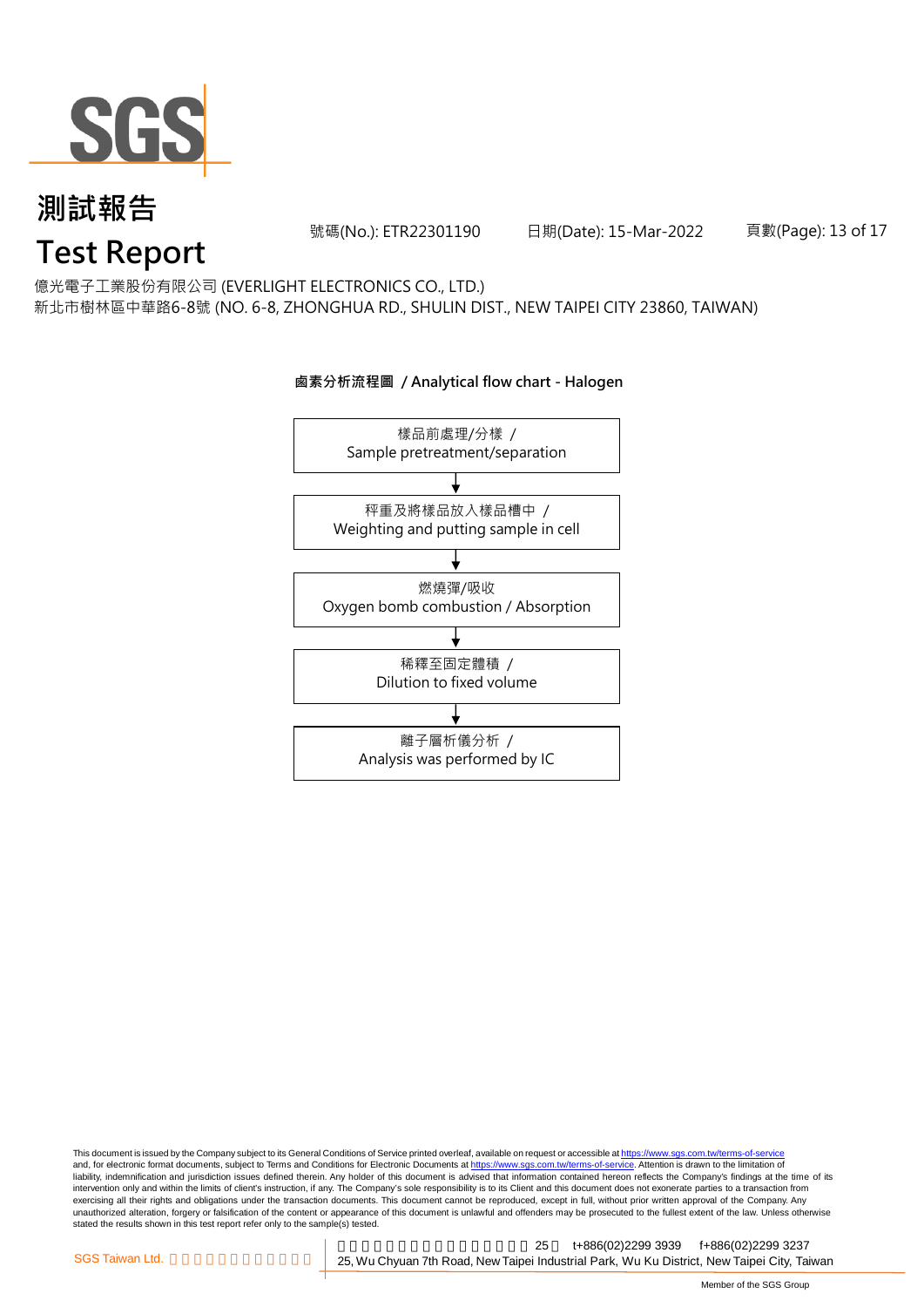# 測試報告
# Test Report

號碼(No.): ETR22301190　　日期(Date): 15-Mar-2022

億光電子工業股份有限公司 (EVERLIGHT ELECTRONICS CO., LTD.)
新北市樹林區中華路6-8號 (NO. 6-8, ZHONGHUA RD., SHULIN DIST., NEW TAIPEI CITY 23860, TAIWAN)

**鹵素分析流程圖 / Analytical flow chart - Halogen**

樣品前處理/分樣 / Sample pretreatment/separation

↓

秤重及將樣品放入樣品槽中 / Weighting and putting sample in cell

↓

燃燒彈/吸收 / Oxygen bomb combustion / Absorption

↓

稀釋至固定體積 / Dilution to fixed volume

↓

離子層析儀分析 / Analysis was performed by IC

This document is issued by the Company subject to its General Conditions of Service printed overleaf, available on request or accessible at https://www.sgs.com.tw/terms-of-service and, for electronic format documents, subject to Terms and Conditions for Electronic Documents at https://www.sgs.com.tw/terms-of-service. Attention is drawn to the limitation of liability, indemnification and jurisdiction issues defined therein. Any holder of this document is advised that information contained hereon reflects the Company's findings at the time of its intervention only and within the limits of client's instruction, if any. The Company's sole responsibility is to its Client and this document does not exonerate parties to a transaction from exercising all their rights and obligations under the transaction documents. This document cannot be reproduced, except in full, without prior written approval of the Company. Any unauthorized alteration, forgery or falsification of the content or appearance of this document is unlawful and offenders may be prosecuted to the fullest extent of the law. Unless otherwise stated the results shown in this test report refer only to the sample(s) tested.

SGS Taiwan Ltd. | 25 t+886(02)2299 3939 f+886(02)2299 3237
25, Wu Chyuan 7th Road, New Taipei Industrial Park, Wu Ku District, New Taipei City, Taiwan

Member of the SGS Group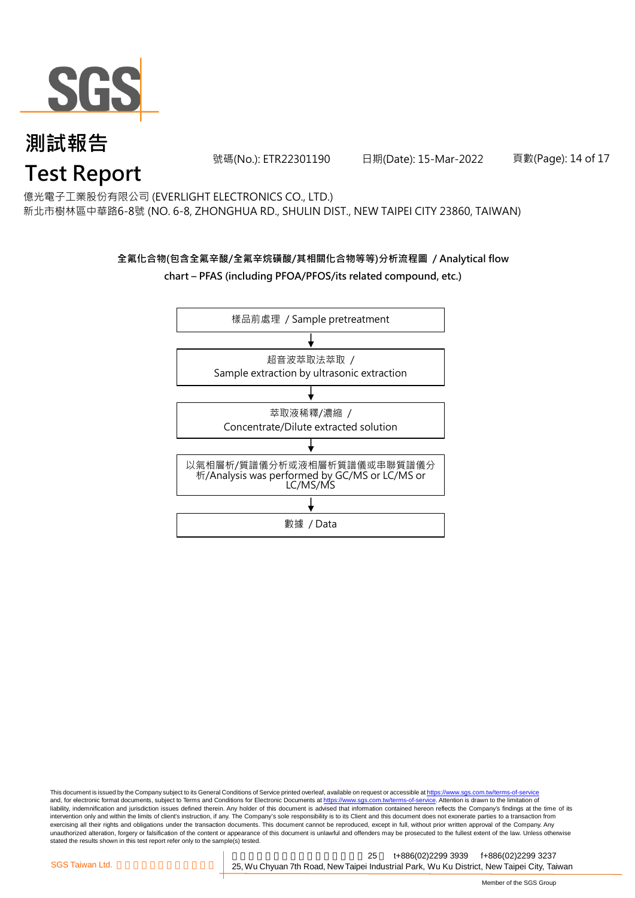# 測試報告
# Test Report

號碼(No.): ETR22301190 日期(Date): 15-Mar-2022

億光電子工業股份有限公司 (EVERLIGHT ELECTRONICS CO., LTD.)
新北市樹林區中華路6-8號 (NO. 6-8, ZHONGHUA RD., SHULIN DIST., NEW TAIPEI CITY 23860, TAIWAN)

**全氟化合物(包含全氟辛酸/全氟辛烷磺酸/其相關化合物等等)分析流程圖 / Analytical flow chart – PFAS (including PFOA/PFOS/its related compound, etc.)**

樣品前處理 / Sample pretreatment

↓

超音波萃取法萃取 / Sample extraction by ultrasonic extraction

↓

萃取液稀釋/濃縮 / Concentrate/Dilute extracted solution

↓

以氣相層析/質譜儀分析或液相層析質譜儀或串聯質譜儀分析/Analysis was performed by GC/MS or LC/MS or LC/MS/MS

↓

數據 / Data

This document is issued by the Company subject to its General Conditions of Service printed overleaf, available on request or accessible at https://www.sgs.com.tw/terms-of-service and, for electronic format documents, subject to Terms and Conditions for Electronic Documents at https://www.sgs.com.tw/terms-of-service. Attention is drawn to the limitation of liability, indemnification and jurisdiction issues defined therein. Any holder of this document is advised that information contained hereon reflects the Company's findings at the time of its intervention only and within the limits of client's instruction, if any. The Company's sole responsibility is to its Client and this document does not exonerate parties to a transaction from exercising all their rights and obligations under the transaction documents. This document cannot be reproduced, except in full, without prior written approval of the Company. Any unauthorized alteration, forgery or falsification of the content or appearance of this document is unlawful and offenders may be prosecuted to the fullest extent of the law. Unless otherwise stated the results shown in this test report refer only to the sample(s) tested.

SGS Taiwan Ltd. | 25, Wu Chyuan 7th Road, New Taipei Industrial Park, Wu Ku District, New Taipei City, Taiwan | t+886(02)2299 3939 | f+886(02)2299 3237

Member of the SGS Group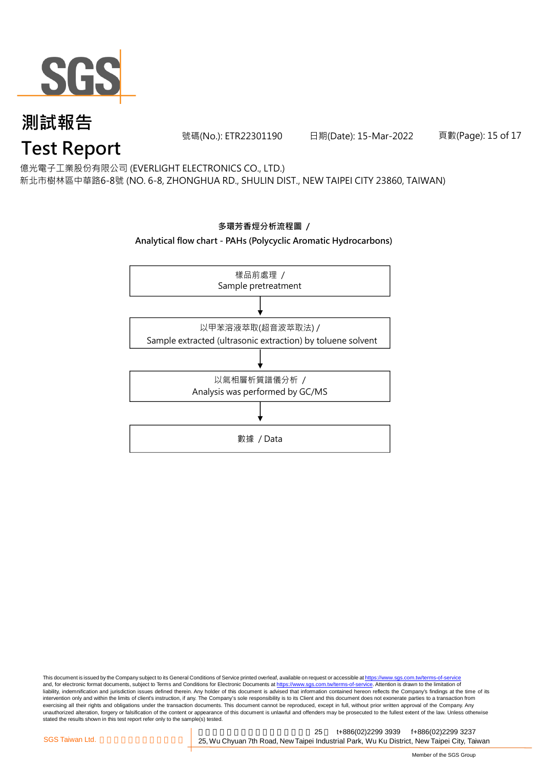# 測試報告
# Test Report

號碼(No.): ETR22301190　　日期(Date): 15-Mar-2022

億光電子工業股份有限公司 (EVERLIGHT ELECTRONICS CO., LTD.)
新北市樹林區中華路6-8號 (NO. 6-8, ZHONGHUA RD., SHULIN DIST., NEW TAIPEI CITY 23860, TAIWAN)

**多環芳香烴分析流程圖 /**
**Analytical flow chart - PAHs (Polycyclic Aromatic Hydrocarbons)**

樣品前處理 /
Sample pretreatment

↓

以甲苯溶液萃取(超音波萃取法) /
Sample extracted (ultrasonic extraction) by toluene solvent

↓

以氣相層析質譜儀分析 /
Analysis was performed by GC/MS

↓

數據 / Data

This document is issued by the Company subject to its General Conditions of Service printed overleaf, available on request or accessible at https://www.sgs.com.tw/terms-of-service and, for electronic format documents, subject to Terms and Conditions for Electronic Documents at https://www.sgs.com.tw/terms-of-service. Attention is drawn to the limitation of liability, indemnification and jurisdiction issues defined therein. Any holder of this document is advised that information contained hereon reflects the Company's findings at the time of its intervention only and within the limits of client's instruction, if any. The Company's sole responsibility is to its Client and this document does not exonerate parties to a transaction from exercising all their rights and obligations under the transaction documents. This document cannot be reproduced, except in full, without prior written approval of the Company. Any unauthorized alteration, forgery or falsification of the content or appearance of this document is unlawful and offenders may be prosecuted to the fullest extent of the law. Unless otherwise stated the results shown in this test report refer only to the sample(s) tested.

SGS Taiwan Ltd.　25, Wu Chyuan 7th Road, New Taipei Industrial Park, Wu Ku District, New Taipei City, Taiwan　t+886(02)2299 3939　f+886(02)2299 3237

Member of the SGS Group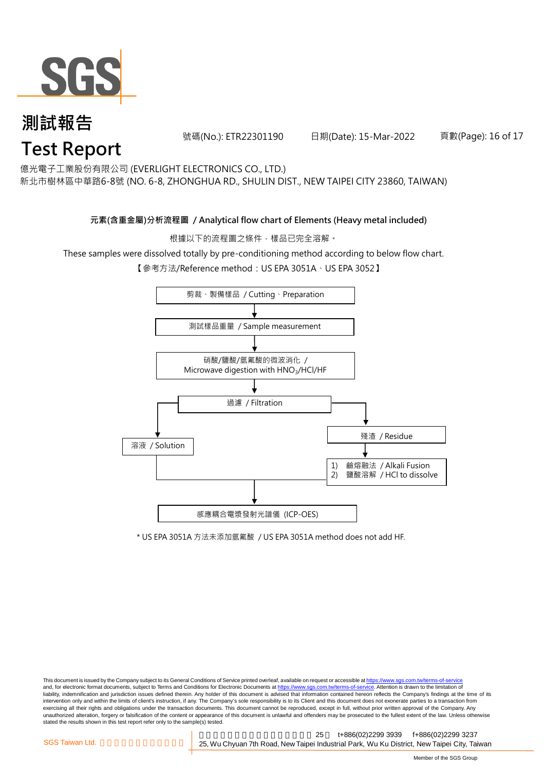# 測試報告
# Test Report

號碼(No.): ETR22301190　　日期(Date): 15-Mar-2022

億光電子工業股份有限公司 (EVERLIGHT ELECTRONICS CO., LTD.)
新北市樹林區中華路6-8號 (NO. 6-8, ZHONGHUA RD., SHULIN DIST., NEW TAIPEI CITY 23860, TAIWAN)

**元素(含重金屬)分析流程圖 / Analytical flow chart of Elements (Heavy metal included)**

根據以下的流程圖之條件，樣品已完全溶解。

These samples were dissolved totally by pre-conditioning method according to below flow chart.

【參考方法/Reference method：US EPA 3051A、US EPA 3052】

剪裁、製備樣品 / Cutting、Preparation

↓

測試樣品重量 / Sample measurement

↓

硝酸/鹽酸/氫氟酸的微波消化 / Microwave digestion with $HNO_3$/HCl/HF

↓

過濾 / Filtration

- → 溶液 / Solution
- → 殘渣 / Residue → 1) 鹼熔融法 / Alkali Fusion 2) 鹽酸溶解 / HCl to dissolve

↓

感應耦合電漿發射光譜儀 (ICP-OES)

\* US EPA 3051A 方法未添加氫氟酸 / US EPA 3051A method does not add HF.

This document is issued by the Company subject to its General Conditions of Service printed overleaf, available on request or accessible at https://www.sgs.com.tw/terms-of-service and, for electronic format documents, subject to Terms and Conditions for Electronic Documents at https://www.sgs.com.tw/terms-of-service. Attention is drawn to the limitation of liability, indemnification and jurisdiction issues defined therein. Any holder of this document is advised that information contained hereon reflects the Company's findings at the time of its intervention only and within the limits of client's instruction, if any. The Company's sole responsibility is to its Client and this document does not exonerate parties to a transaction from exercising all their rights and obligations under the transaction documents. This document cannot be reproduced, except in full, without prior written approval of the Company. Any unauthorized alteration, forgery or falsification of the content or appearance of this document is unlawful and offenders may be prosecuted to the fullest extent of the law. Unless otherwise stated the results shown in this test report refer only to the sample(s) tested.

SGS Taiwan Ltd. 25, Wu Chyuan 7th Road, New Taipei Industrial Park, Wu Ku District, New Taipei City, Taiwan　t+886(02)2299 3939　f+886(02)2299 3237

Member of the SGS Group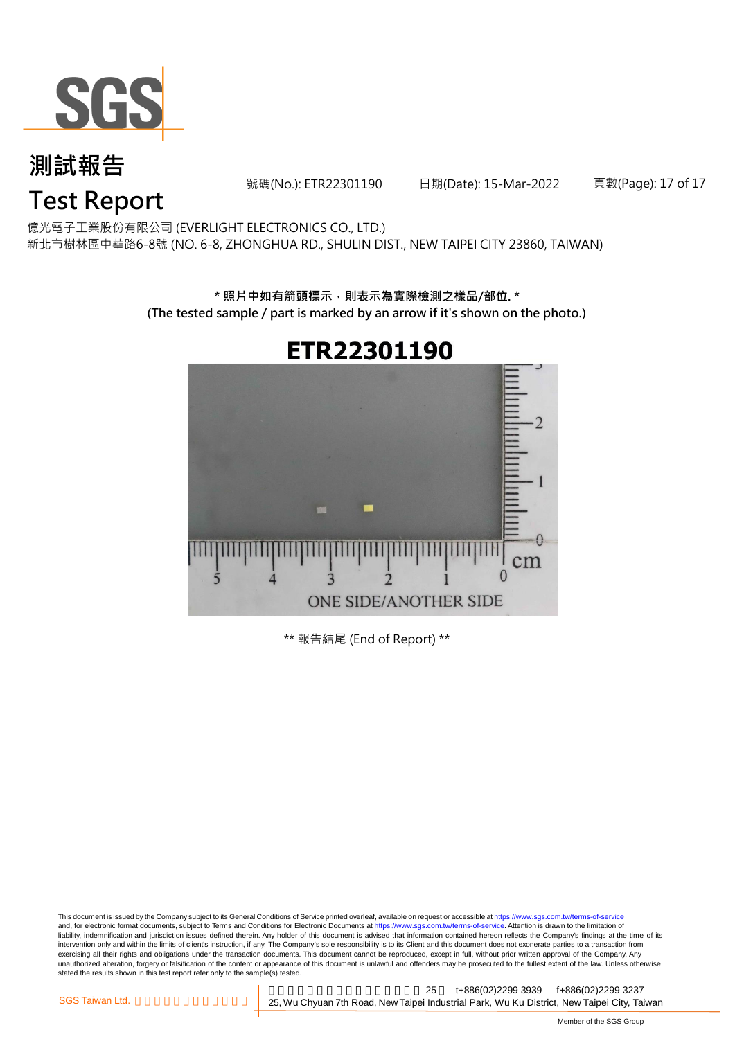# 測試報告
# Test Report

號碼(No.): ETR22301190　　日期(Date): 15-Mar-2022

億光電子工業股份有限公司 (EVERLIGHT ELECTRONICS CO., LTD.)
新北市樹林區中華路6-8號 (NO. 6-8, ZHONGHUA RD., SHULIN DIST., NEW TAIPEI CITY 23860, TAIWAN)

**\* 照片中如有箭頭標示，則表示為實際檢測之樣品/部位. \***
**(The tested sample / part is marked by an arrow if it's shown on the photo.)**

**ETR22301190**

ONE SIDE/ANOTHER SIDE

\*\* 報告結尾 (End of Report) \*\*

This document is issued by the Company subject to its General Conditions of Service printed overleaf, available on request or accessible at https://www.sgs.com.tw/terms-of-service and, for electronic format documents, subject to Terms and Conditions for Electronic Documents at https://www.sgs.com.tw/terms-of-service. Attention is drawn to the limitation of liability, indemnification and jurisdiction issues defined therein. Any holder of this document is advised that information contained hereon reflects the Company's findings at the time of its intervention only and within the limits of client's instruction, if any. The Company's sole responsibility is to its Client and this document does not exonerate parties to a transaction from exercising all their rights and obligations under the transaction documents. This document cannot be reproduced, except in full, without prior written approval of the Company. Any unauthorized alteration, forgery or falsification of the content or appearance of this document is unlawful and offenders may be prosecuted to the fullest extent of the law. Unless otherwise stated the results shown in this test report refer only to the sample(s) tested.

SGS Taiwan Ltd. | 25 t+886(02)2299 3939 f+886(02)2299 3237
25, Wu Chyuan 7th Road, New Taipei Industrial Park, Wu Ku District, New Taipei City, Taiwan

Member of the SGS Group